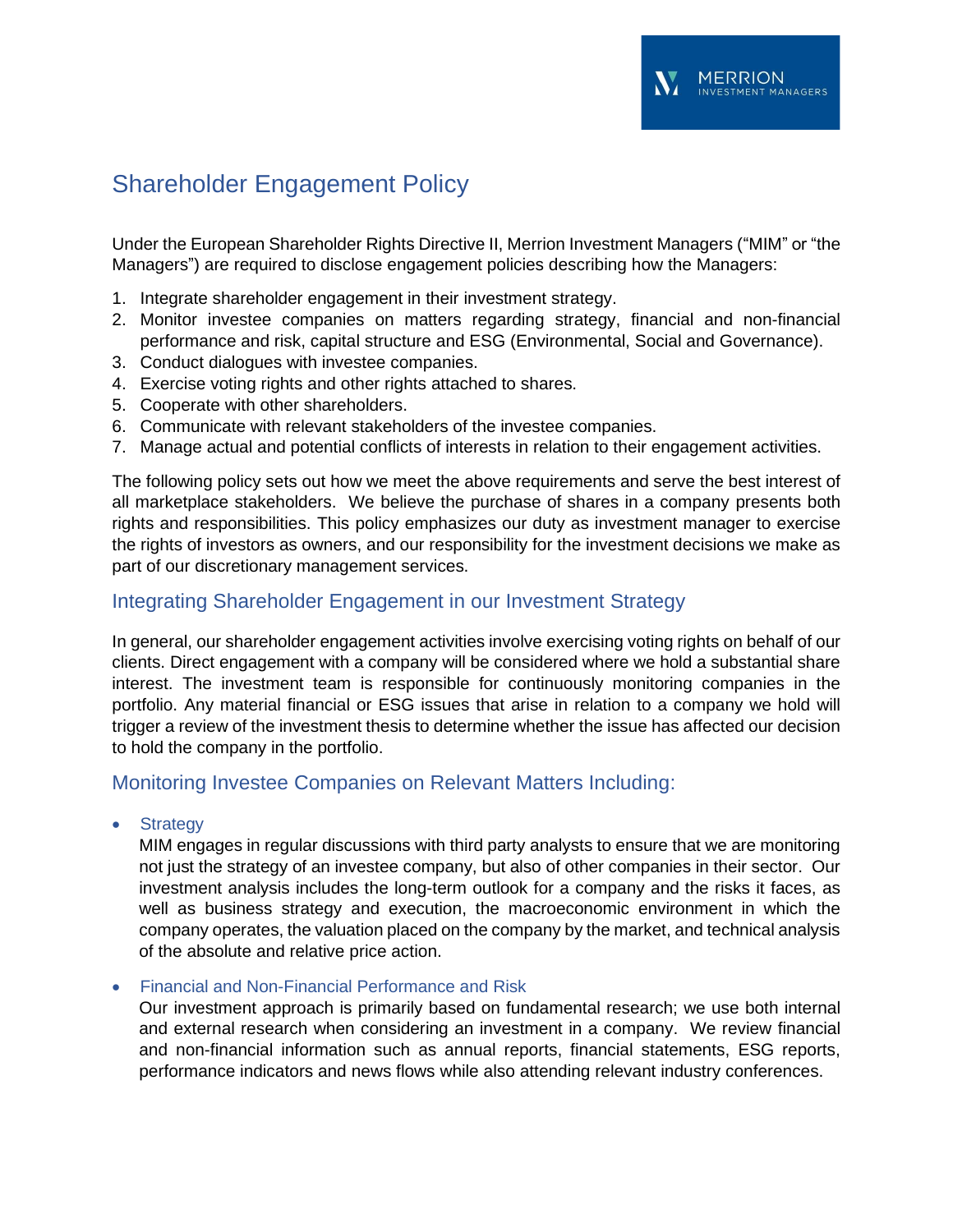# Shareholder Engagement Policy

Under the European Shareholder Rights Directive II, Merrion Investment Managers ("MIM" or "the Managers") are required to disclose engagement policies describing how the Managers:

1. Integrate shareholder engagement in their investment strategy.
2. Monitor investee companies on matters regarding strategy, financial and non-financial performance and risk, capital structure and ESG (Environmental, Social and Governance).
3. Conduct dialogues with investee companies.
4. Exercise voting rights and other rights attached to shares.
5. Cooperate with other shareholders.
6. Communicate with relevant stakeholders of the investee companies.
7. Manage actual and potential conflicts of interests in relation to their engagement activities.

The following policy sets out how we meet the above requirements and serve the best interest of all marketplace stakeholders. We believe the purchase of shares in a company presents both rights and responsibilities. This policy emphasizes our duty as investment manager to exercise the rights of investors as owners, and our responsibility for the investment decisions we make as part of our discretionary management services.

## Integrating Shareholder Engagement in our Investment Strategy

In general, our shareholder engagement activities involve exercising voting rights on behalf of our clients. Direct engagement with a company will be considered where we hold a substantial share interest. The investment team is responsible for continuously monitoring companies in the portfolio. Any material financial or ESG issues that arise in relation to a company we hold will trigger a review of the investment thesis to determine whether the issue has affected our decision to hold the company in the portfolio.

## Monitoring Investee Companies on Relevant Matters Including:

- **Strategy**
  MIM engages in regular discussions with third party analysts to ensure that we are monitoring not just the strategy of an investee company, but also of other companies in their sector. Our investment analysis includes the long-term outlook for a company and the risks it faces, as well as business strategy and execution, the macroeconomic environment in which the company operates, the valuation placed on the company by the market, and technical analysis of the absolute and relative price action.

- **Financial and Non-Financial Performance and Risk**
  Our investment approach is primarily based on fundamental research; we use both internal and external research when considering an investment in a company. We review financial and non-financial information such as annual reports, financial statements, ESG reports, performance indicators and news flows while also attending relevant industry conferences.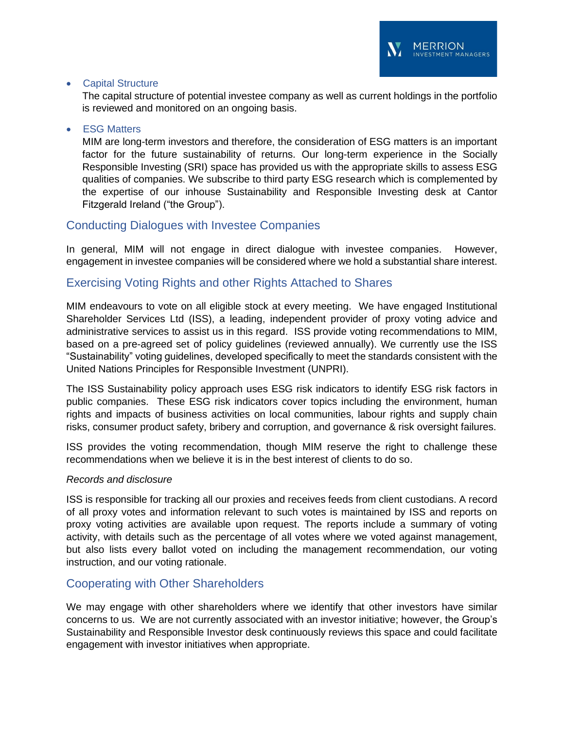- Capital Structure

  The capital structure of potential investee company as well as current holdings in the portfolio is reviewed and monitored on an ongoing basis.

- ESG Matters

  MIM are long-term investors and therefore, the consideration of ESG matters is an important factor for the future sustainability of returns. Our long-term experience in the Socially Responsible Investing (SRI) space has provided us with the appropriate skills to assess ESG qualities of companies. We subscribe to third party ESG research which is complemented by the expertise of our inhouse Sustainability and Responsible Investing desk at Cantor Fitzgerald Ireland ("the Group").

## Conducting Dialogues with Investee Companies

In general, MIM will not engage in direct dialogue with investee companies. However, engagement in investee companies will be considered where we hold a substantial share interest.

## Exercising Voting Rights and other Rights Attached to Shares

MIM endeavours to vote on all eligible stock at every meeting. We have engaged Institutional Shareholder Services Ltd (ISS), a leading, independent provider of proxy voting advice and administrative services to assist us in this regard. ISS provide voting recommendations to MIM, based on a pre-agreed set of policy guidelines (reviewed annually). We currently use the ISS "Sustainability" voting guidelines, developed specifically to meet the standards consistent with the United Nations Principles for Responsible Investment (UNPRI).

The ISS Sustainability policy approach uses ESG risk indicators to identify ESG risk factors in public companies. These ESG risk indicators cover topics including the environment, human rights and impacts of business activities on local communities, labour rights and supply chain risks, consumer product safety, bribery and corruption, and governance & risk oversight failures.

ISS provides the voting recommendation, though MIM reserve the right to challenge these recommendations when we believe it is in the best interest of clients to do so.

*Records and disclosure*

ISS is responsible for tracking all our proxies and receives feeds from client custodians. A record of all proxy votes and information relevant to such votes is maintained by ISS and reports on proxy voting activities are available upon request. The reports include a summary of voting activity, with details such as the percentage of all votes where we voted against management, but also lists every ballot voted on including the management recommendation, our voting instruction, and our voting rationale.

## Cooperating with Other Shareholders

We may engage with other shareholders where we identify that other investors have similar concerns to us. We are not currently associated with an investor initiative; however, the Group's Sustainability and Responsible Investor desk continuously reviews this space and could facilitate engagement with investor initiatives when appropriate.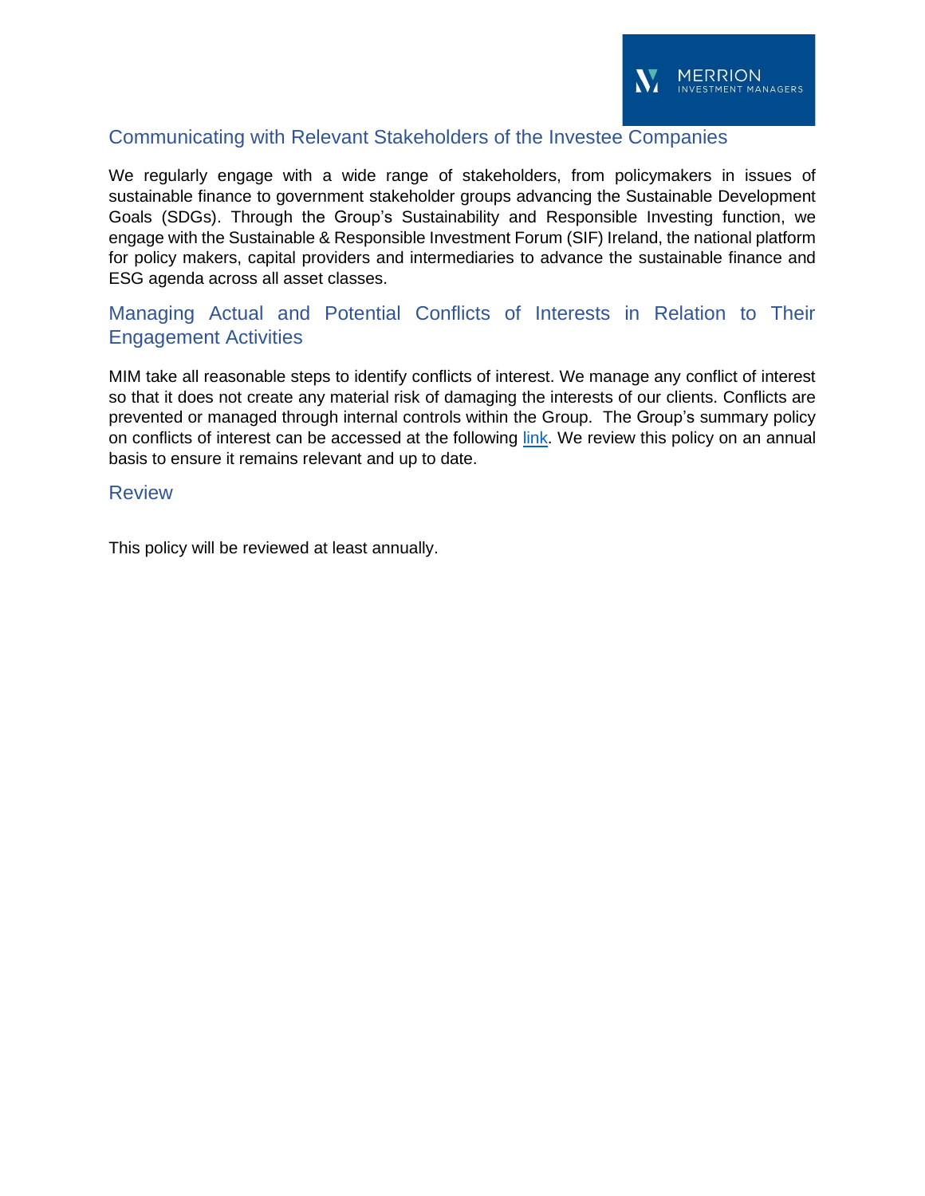## Communicating with Relevant Stakeholders of the Investee Companies

We regularly engage with a wide range of stakeholders, from policymakers in issues of sustainable finance to government stakeholder groups advancing the Sustainable Development Goals (SDGs). Through the Group's Sustainability and Responsible Investing function, we engage with the Sustainable & Responsible Investment Forum (SIF) Ireland, the national platform for policy makers, capital providers and intermediaries to advance the sustainable finance and ESG agenda across all asset classes.

## Managing Actual and Potential Conflicts of Interests in Relation to Their Engagement Activities

MIM take all reasonable steps to identify conflicts of interest. We manage any conflict of interest so that it does not create any material risk of damaging the interests of our clients. Conflicts are prevented or managed through internal controls within the Group. The Group's summary policy on conflicts of interest can be accessed at the following link. We review this policy on an annual basis to ensure it remains relevant and up to date.

## Review

This policy will be reviewed at least annually.